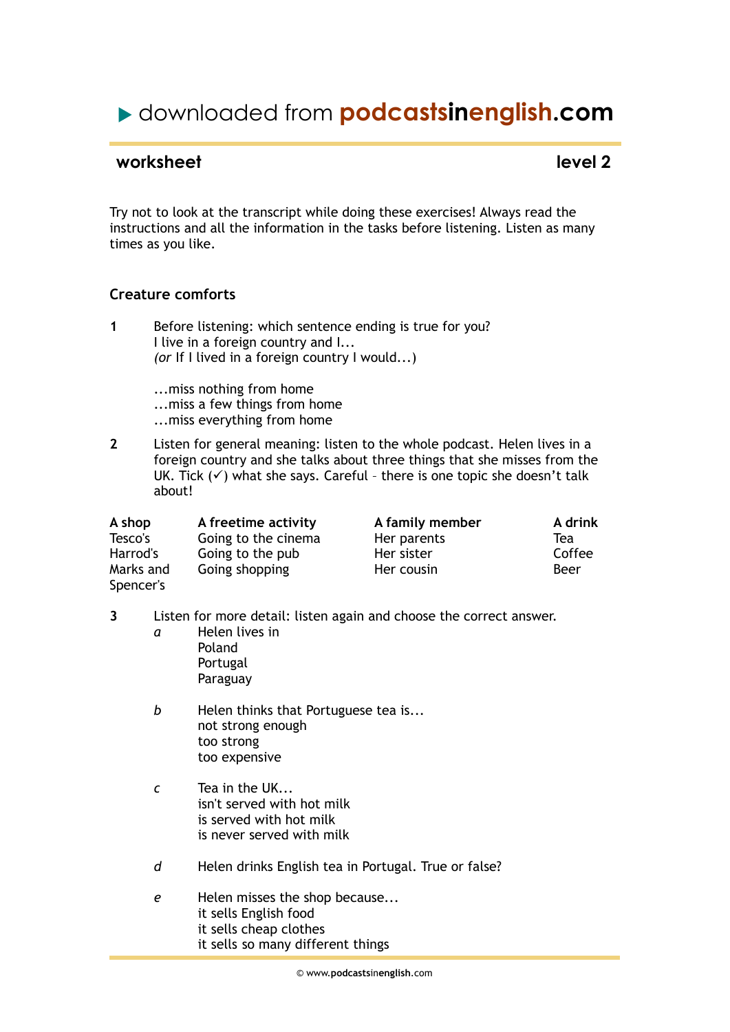▶ downloaded from **podcastsinenglish.com**

## worksheet — level 2

Try not to look at the transcript while doing these exercises! Always read the instructions and all the information in the tasks before listening. Listen as many times as you like.

### Creature comforts

**1** Before listening: which sentence ending is true for you?
I live in a foreign country and I...
*(or* If I lived in a foreign country I would...)

...miss nothing from home
...miss a few things from home
...miss everything from home

**2** Listen for general meaning: listen to the whole podcast. Helen lives in a foreign country and she talks about three things that she misses from the UK. Tick (✓) what she says. Careful – there is one topic she doesn't talk about!

| A shop | A freetime activity | A family member | A drink |
|---|---|---|---|
| Tesco's | Going to the cinema | Her parents | Tea |
| Harrod's | Going to the pub | Her sister | Coffee |
| Marks and Spencer's | Going shopping | Her cousin | Beer |

**3** Listen for more detail: listen again and choose the correct answer.

*a* Helen lives in
Poland
Portugal
Paraguay

*b* Helen thinks that Portuguese tea is...
not strong enough
too strong
too expensive

*c* Tea in the UK...
isn't served with hot milk
is served with hot milk
is never served with milk

*d* Helen drinks English tea in Portugal. True or false?

*e* Helen misses the shop because...
it sells English food
it sells cheap clothes
it sells so many different things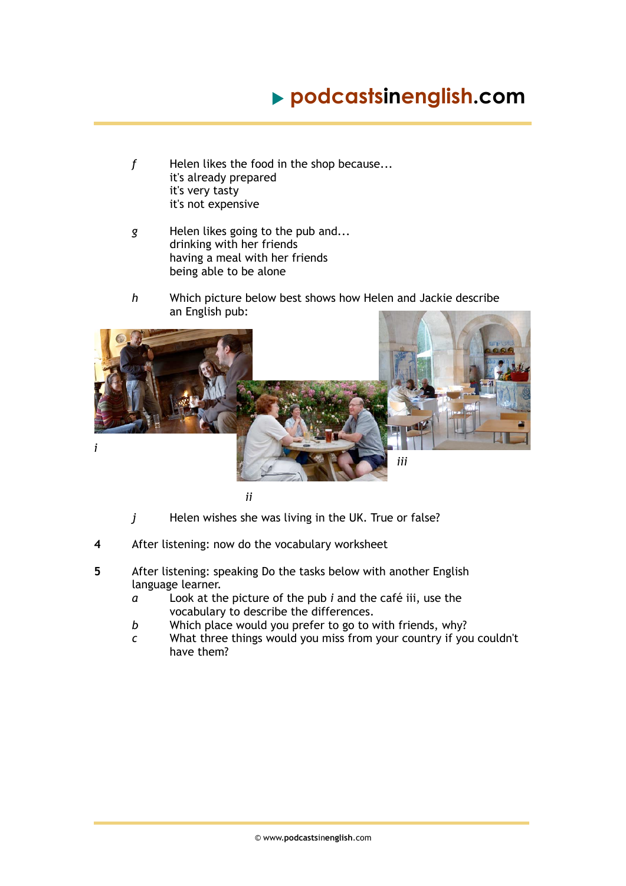*f* Helen likes the food in the shop because...
it's already prepared
it's very tasty
it's not expensive

*g* Helen likes going to the pub and...
drinking with her friends
having a meal with her friends
being able to be alone

*h* Which picture below best shows how Helen and Jackie describe an English pub:

*i*

*ii*

*iii*

*j* Helen wishes she was living in the UK. True or false?

**4** After listening: now do the vocabulary worksheet

**5** After listening: speaking Do the tasks below with another English language learner.

*a* Look at the picture of the pub *i* and the café iii, use the vocabulary to describe the differences.

*b* Which place would you prefer to go to with friends, why?

*c* What three things would you miss from your country if you couldn't have them?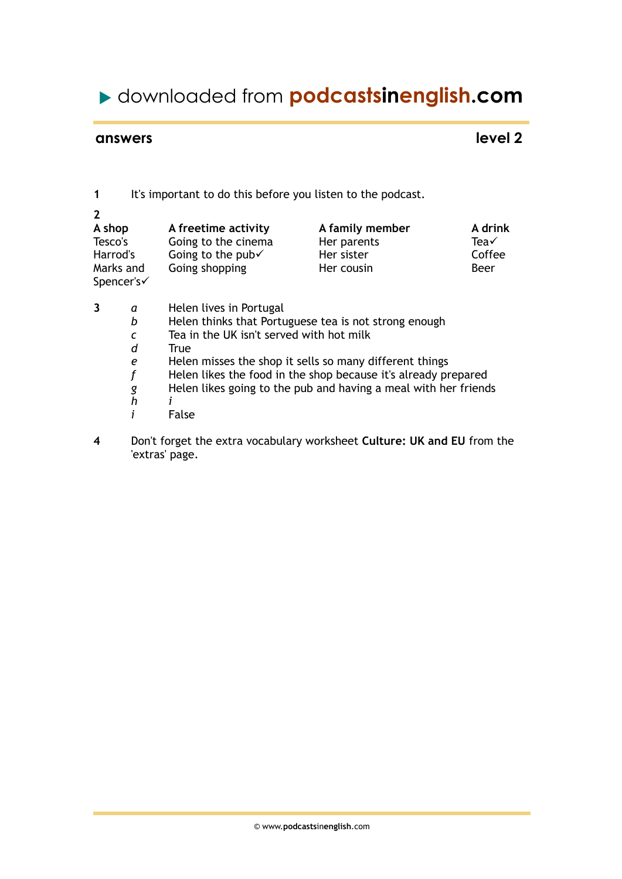▶ downloaded from **podcastsinenglish.com**

## answers

## level 2

**1** It's important to do this before you listen to the podcast.

**2**

| A shop | A freetime activity | A family member | A drink |
|---|---|---|---|
| Tesco's | Going to the cinema | Her parents | Tea✓ |
| Harrod's | Going to the pub✓ | Her sister | Coffee |
| Marks and Spencer's✓ | Going shopping | Her cousin | Beer |

**3**

*a* Helen lives in Portugal
*b* Helen thinks that Portuguese tea is not strong enough
*c* Tea in the UK isn't served with hot milk
*d* True
*e* Helen misses the shop it sells so many different things
*f* Helen likes the food in the shop because it's already prepared
*g* Helen likes going to the pub and having a meal with her friends
*h* *i*
*i* False

**4** Don't forget the extra vocabulary worksheet **Culture: UK and EU** from the 'extras' page.